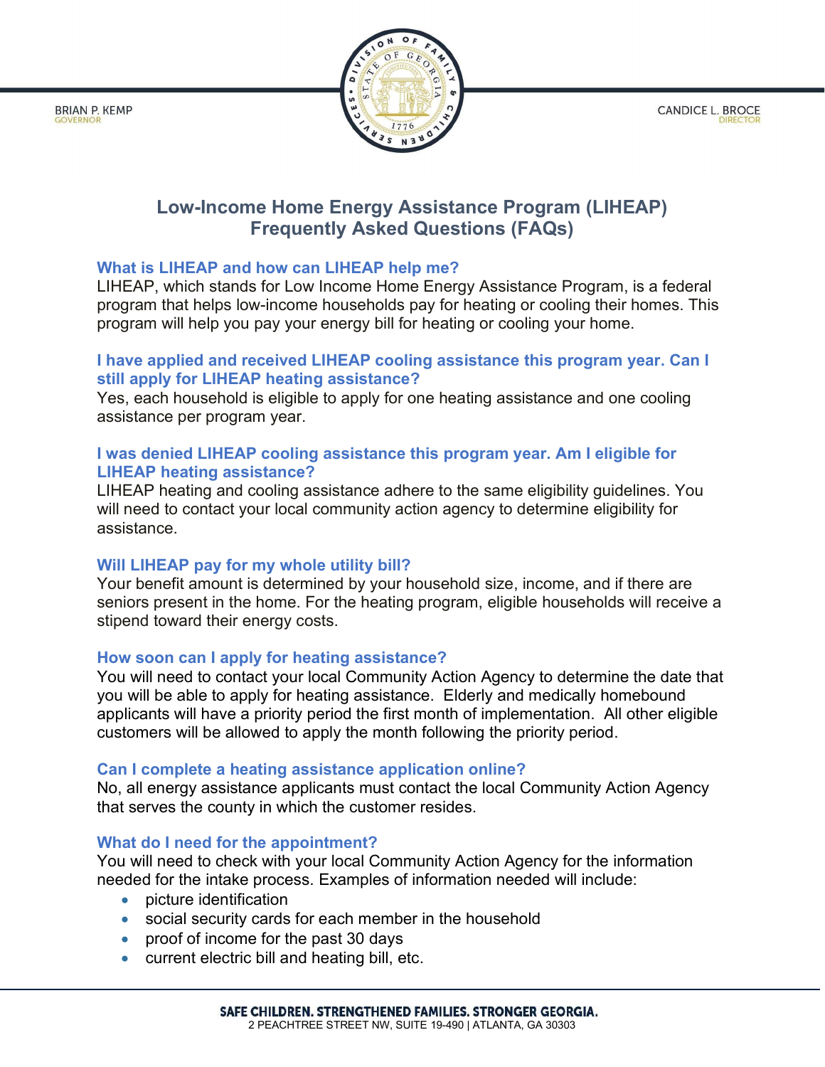BRIAN P. KEMP
GOVERNOR

CANDICE L. BROCE
DIRECTOR

# Low-Income Home Energy Assistance Program (LIHEAP) Frequently Asked Questions (FAQs)

### What is LIHEAP and how can LIHEAP help me?

LIHEAP, which stands for Low Income Home Energy Assistance Program, is a federal program that helps low-income households pay for heating or cooling their homes. This program will help you pay your energy bill for heating or cooling your home.

### I have applied and received LIHEAP cooling assistance this program year. Can I still apply for LIHEAP heating assistance?

Yes, each household is eligible to apply for one heating assistance and one cooling assistance per program year.

### I was denied LIHEAP cooling assistance this program year. Am I eligible for LIHEAP heating assistance?

LIHEAP heating and cooling assistance adhere to the same eligibility guidelines. You will need to contact your local community action agency to determine eligibility for assistance.

### Will LIHEAP pay for my whole utility bill?

Your benefit amount is determined by your household size, income, and if there are seniors present in the home. For the heating program, eligible households will receive a stipend toward their energy costs.

### How soon can I apply for heating assistance?

You will need to contact your local Community Action Agency to determine the date that you will be able to apply for heating assistance. Elderly and medically homebound applicants will have a priority period the first month of implementation. All other eligible customers will be allowed to apply the month following the priority period.

### Can I complete a heating assistance application online?

No, all energy assistance applicants must contact the local Community Action Agency that serves the county in which the customer resides.

### What do I need for the appointment?

You will need to check with your local Community Action Agency for the information needed for the intake process. Examples of information needed will include:

- picture identification
- social security cards for each member in the household
- proof of income for the past 30 days
- current electric bill and heating bill, etc.

SAFE CHILDREN. STRENGTHENED FAMILIES. STRONGER GEORGIA.
2 PEACHTREE STREET NW, SUITE 19-490 | ATLANTA, GA 30303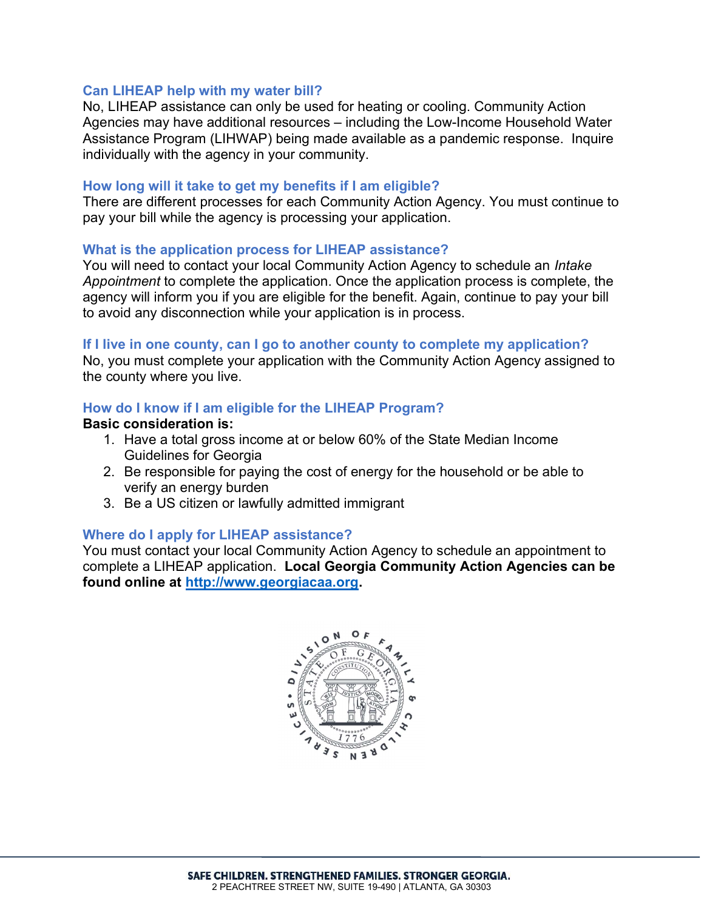### Can LIHEAP help with my water bill?

No, LIHEAP assistance can only be used for heating or cooling. Community Action Agencies may have additional resources – including the Low-Income Household Water Assistance Program (LIHWAP) being made available as a pandemic response. Inquire individually with the agency in your community.

### How long will it take to get my benefits if I am eligible?

There are different processes for each Community Action Agency. You must continue to pay your bill while the agency is processing your application.

### What is the application process for LIHEAP assistance?

You will need to contact your local Community Action Agency to schedule an *Intake Appointment* to complete the application. Once the application process is complete, the agency will inform you if you are eligible for the benefit. Again, continue to pay your bill to avoid any disconnection while your application is in process.

### If I live in one county, can I go to another county to complete my application?

No, you must complete your application with the Community Action Agency assigned to the county where you live.

### How do I know if I am eligible for the LIHEAP Program?

**Basic consideration is:**

1. Have a total gross income at or below 60% of the State Median Income Guidelines for Georgia
2. Be responsible for paying the cost of energy for the household or be able to verify an energy burden
3. Be a US citizen or lawfully admitted immigrant

### Where do I apply for LIHEAP assistance?

You must contact your local Community Action Agency to schedule an appointment to complete a LIHEAP application. **Local Georgia Community Action Agencies can be found online at [http://www.georgiacaa.org](http://www.georgiacaa.org).**